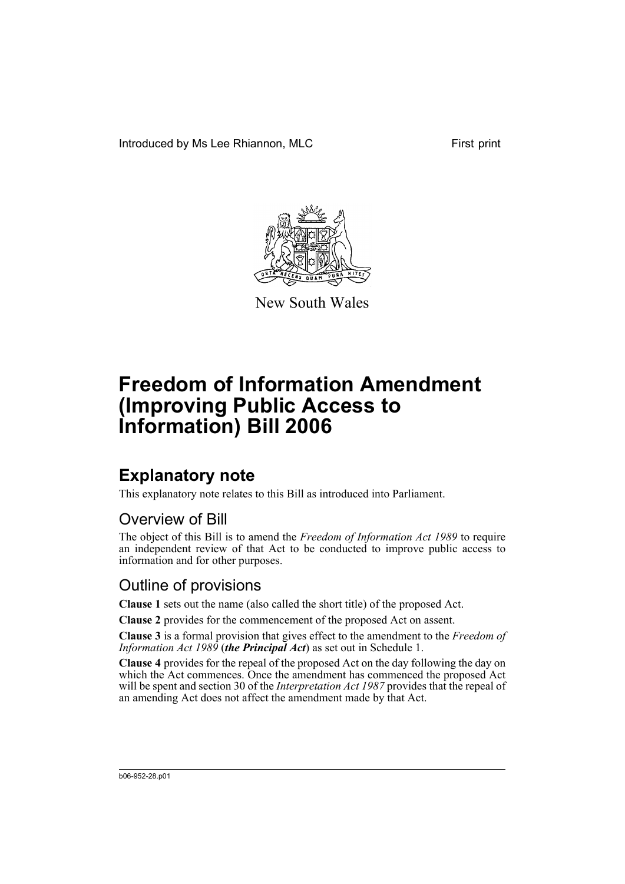Introduced by Ms Lee Rhiannon, MLC First print

New South Wales

# Freedom of Information Amendment (Improving Public Access to Information) Bill 2006

## Explanatory note

This explanatory note relates to this Bill as introduced into Parliament.

### Overview of Bill

The object of this Bill is to amend the *Freedom of Information Act 1989* to require an independent review of that Act to be conducted to improve public access to information and for other purposes.

### Outline of provisions

**Clause 1** sets out the name (also called the short title) of the proposed Act.

**Clause 2** provides for the commencement of the proposed Act on assent.

**Clause 3** is a formal provision that gives effect to the amendment to the *Freedom of Information Act 1989* (***the Principal Act***) as set out in Schedule 1.

**Clause 4** provides for the repeal of the proposed Act on the day following the day on which the Act commences. Once the amendment has commenced the proposed Act will be spent and section 30 of the *Interpretation Act 1987* provides that the repeal of an amending Act does not affect the amendment made by that Act.

b06-952-28.p01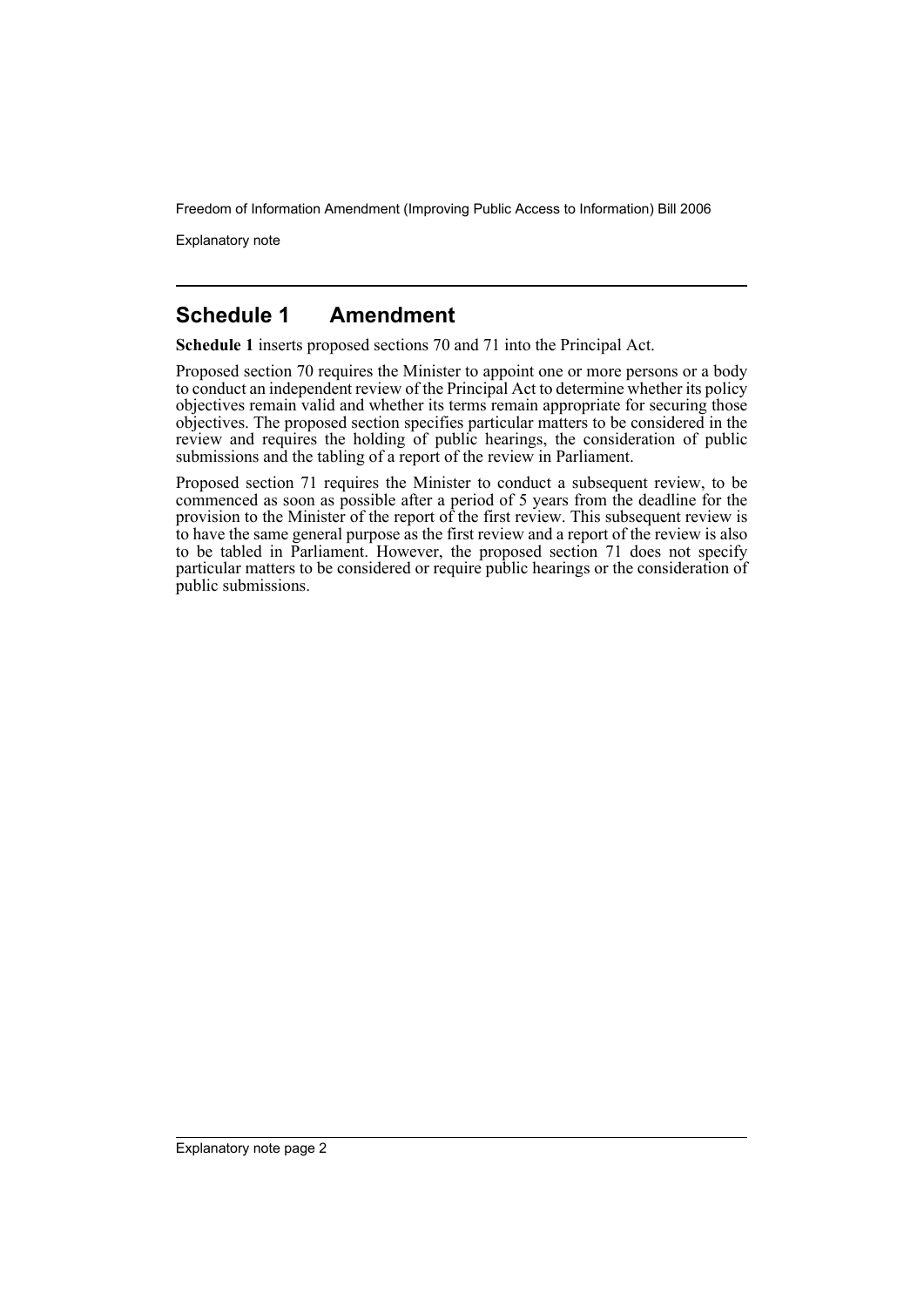## Schedule 1 Amendment

**Schedule 1** inserts proposed sections 70 and 71 into the Principal Act.

Proposed section 70 requires the Minister to appoint one or more persons or a body to conduct an independent review of the Principal Act to determine whether its policy objectives remain valid and whether its terms remain appropriate for securing those objectives. The proposed section specifies particular matters to be considered in the review and requires the holding of public hearings, the consideration of public submissions and the tabling of a report of the review in Parliament.

Proposed section 71 requires the Minister to conduct a subsequent review, to be commenced as soon as possible after a period of 5 years from the deadline for the provision to the Minister of the report of the first review. This subsequent review is to have the same general purpose as the first review and a report of the review is also to be tabled in Parliament. However, the proposed section 71 does not specify particular matters to be considered or require public hearings or the consideration of public submissions.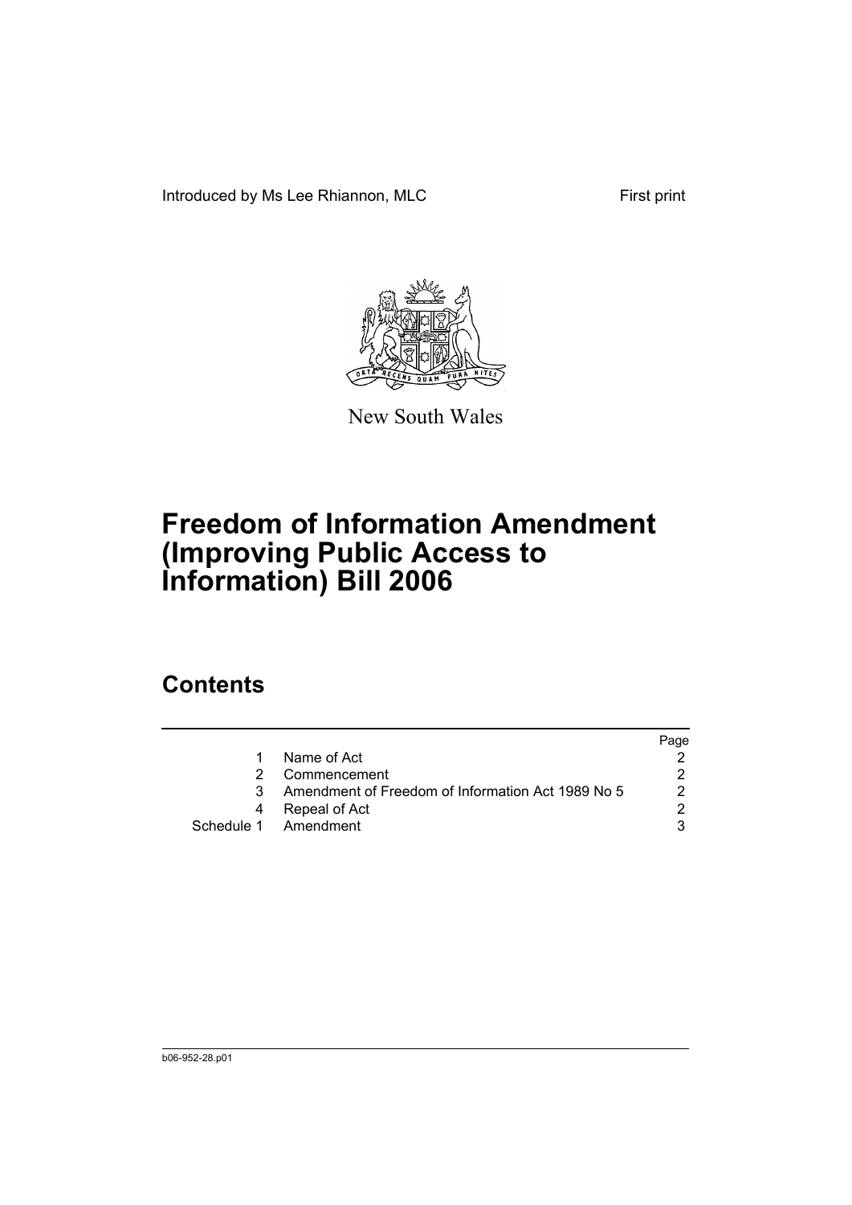Introduced by Ms Lee Rhiannon, MLC First print

New South Wales

# Freedom of Information Amendment (Improving Public Access to Information) Bill 2006

## Contents

| | | Page |
|---|---|---|
| 1 | Name of Act | 2 |
| 2 | Commencement | 2 |
| 3 | Amendment of Freedom of Information Act 1989 No 5 | 2 |
| 4 | Repeal of Act | 2 |
| Schedule 1 | Amendment | 3 |

b06-952-28.p01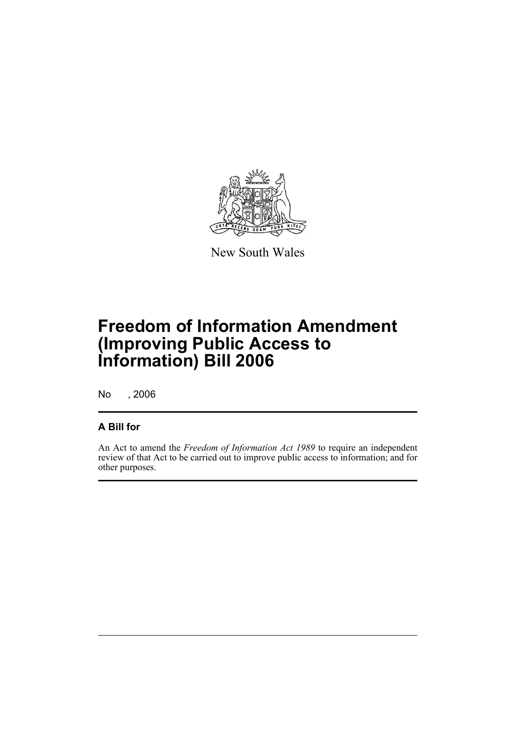New South Wales

# Freedom of Information Amendment (Improving Public Access to Information) Bill 2006

No , 2006

## A Bill for

An Act to amend the *Freedom of Information Act 1989* to require an independent review of that Act to be carried out to improve public access to information; and for other purposes.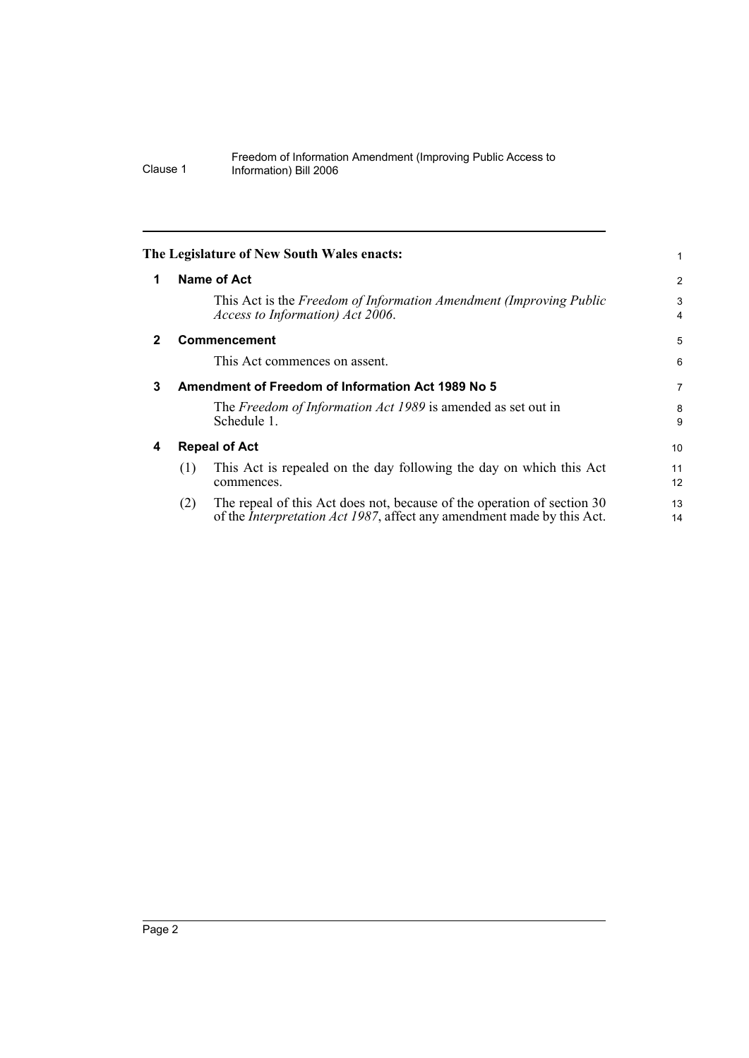**The Legislature of New South Wales enacts:**

## 1 Name of Act

This Act is the *Freedom of Information Amendment (Improving Public Access to Information) Act 2006*.

## 2 Commencement

This Act commences on assent.

## 3 Amendment of Freedom of Information Act 1989 No 5

The *Freedom of Information Act 1989* is amended as set out in Schedule 1.

## 4 Repeal of Act

(1) This Act is repealed on the day following the day on which this Act commences.

(2) The repeal of this Act does not, because of the operation of section 30 of the *Interpretation Act 1987*, affect any amendment made by this Act.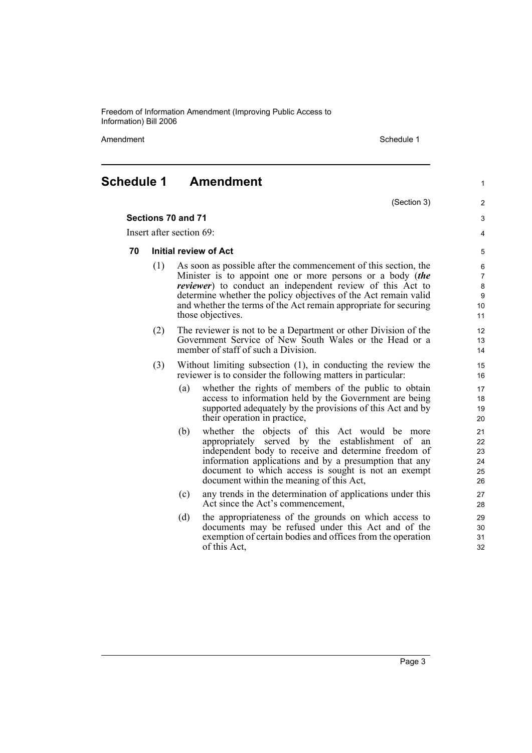# Schedule 1 Amendment

(Section 3)

**Sections 70 and 71**

Insert after section 69:

### 70 Initial review of Act

(1) As soon as possible after the commencement of this section, the Minister is to appoint one or more persons or a body (***the reviewer***) to conduct an independent review of this Act to determine whether the policy objectives of the Act remain valid and whether the terms of the Act remain appropriate for securing those objectives.

(2) The reviewer is not to be a Department or other Division of the Government Service of New South Wales or the Head or a member of staff of such a Division.

(3) Without limiting subsection (1), in conducting the review the reviewer is to consider the following matters in particular:

- (a) whether the rights of members of the public to obtain access to information held by the Government are being supported adequately by the provisions of this Act and by their operation in practice,
- (b) whether the objects of this Act would be more appropriately served by the establishment of an independent body to receive and determine freedom of information applications and by a presumption that any document to which access is sought is not an exempt document within the meaning of this Act,
- (c) any trends in the determination of applications under this Act since the Act's commencement,
- (d) the appropriateness of the grounds on which access to documents may be refused under this Act and of the exemption of certain bodies and offices from the operation of this Act,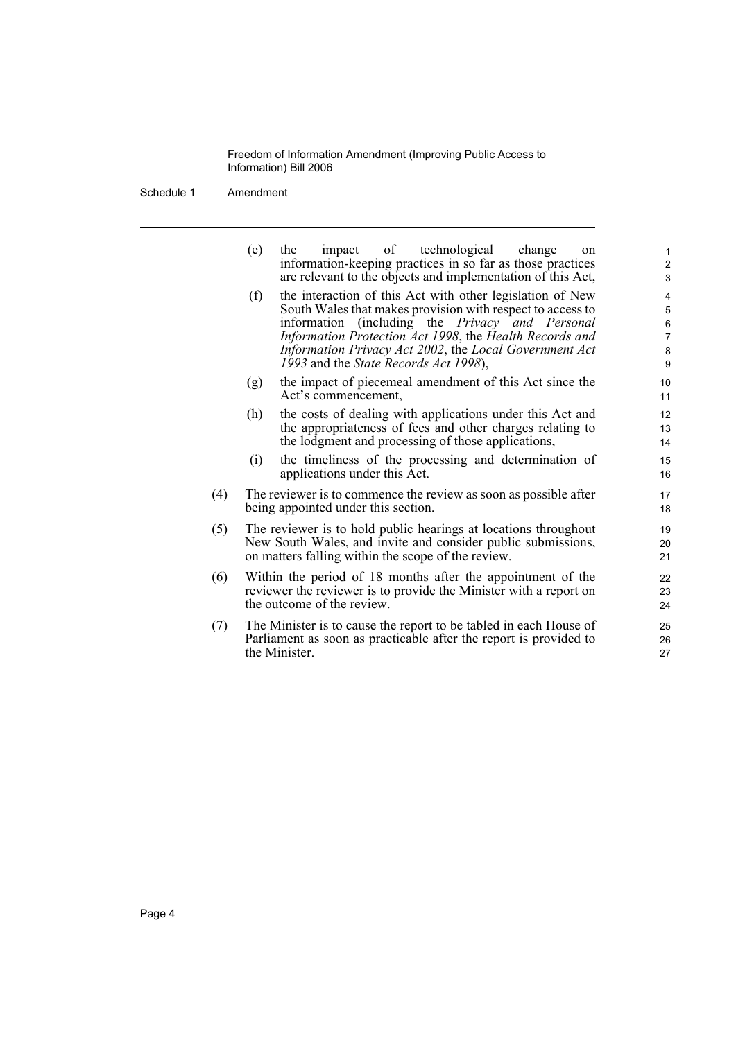(e) the impact of technological change on information-keeping practices in so far as those practices are relevant to the objects and implementation of this Act,

(f) the interaction of this Act with other legislation of New South Wales that makes provision with respect to access to information (including the *Privacy and Personal Information Protection Act 1998*, the *Health Records and Information Privacy Act 2002*, the *Local Government Act 1993* and the *State Records Act 1998*),

(g) the impact of piecemeal amendment of this Act since the Act's commencement,

(h) the costs of dealing with applications under this Act and the appropriateness of fees and other charges relating to the lodgment and processing of those applications,

(i) the timeliness of the processing and determination of applications under this Act.

(4) The reviewer is to commence the review as soon as possible after being appointed under this section.

(5) The reviewer is to hold public hearings at locations throughout New South Wales, and invite and consider public submissions, on matters falling within the scope of the review.

(6) Within the period of 18 months after the appointment of the reviewer the reviewer is to provide the Minister with a report on the outcome of the review.

(7) The Minister is to cause the report to be tabled in each House of Parliament as soon as practicable after the report is provided to the Minister.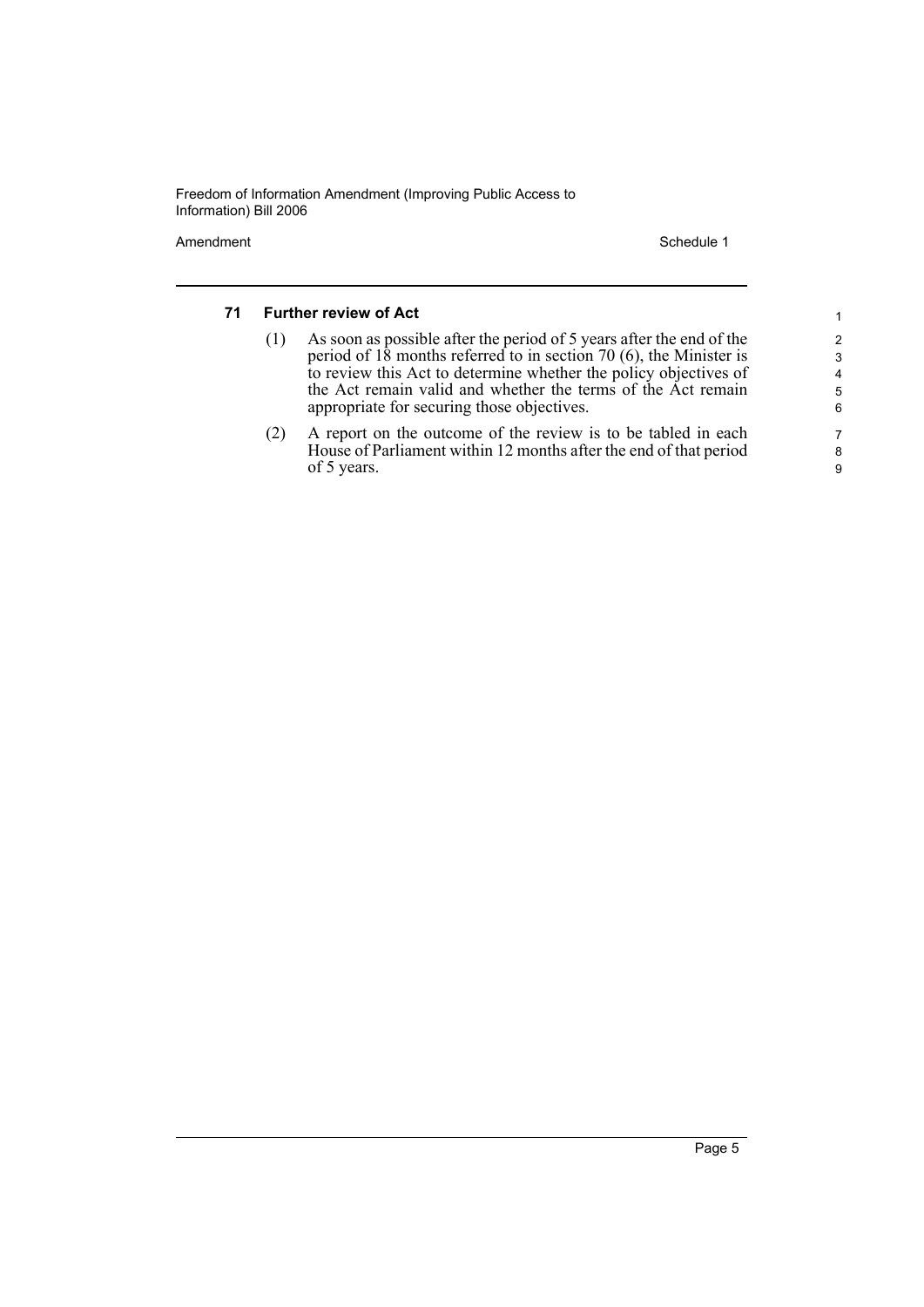### 71 Further review of Act

(1) As soon as possible after the period of 5 years after the end of the period of 18 months referred to in section 70 (6), the Minister is to review this Act to determine whether the policy objectives of the Act remain valid and whether the terms of the Act remain appropriate for securing those objectives.

(2) A report on the outcome of the review is to be tabled in each House of Parliament within 12 months after the end of that period of 5 years.